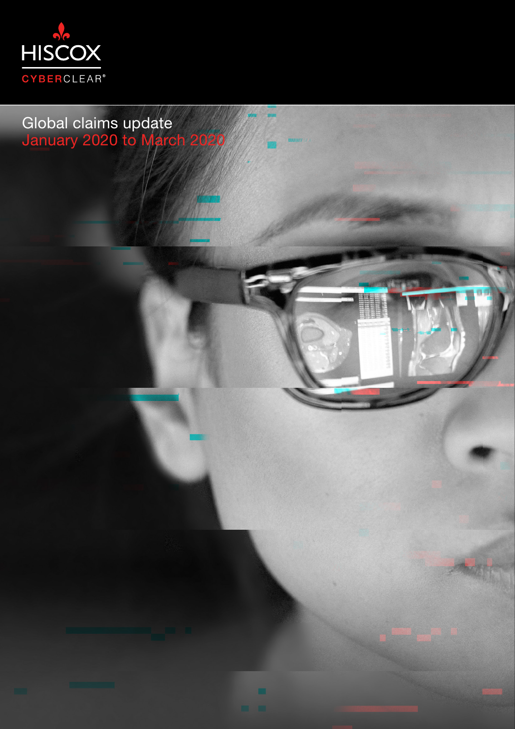HISCOX

CYBERCLEAR®

# Global claims update

## January 2020 to March 2020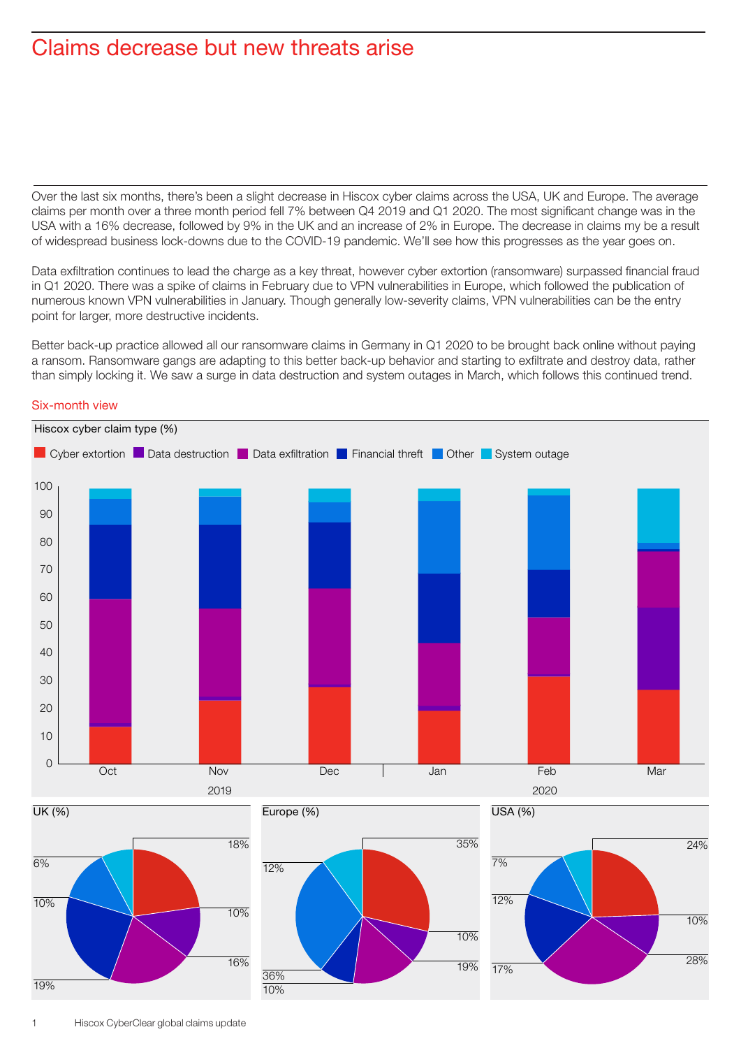# Claims decrease but new threats arise

Over the last six months, there's been a slight decrease in Hiscox cyber claims across the USA, UK and Europe. The average claims per month over a three month period fell 7% between Q4 2019 and Q1 2020. The most significant change was in the USA with a 16% decrease, followed by 9% in the UK and an increase of 2% in Europe. The decrease in claims my be a result of widespread business lock-downs due to the COVID-19 pandemic. We'll see how this progresses as the year goes on.

Data exfiltration continues to lead the charge as a key threat, however cyber extortion (ransomware) surpassed financial fraud in Q1 2020. There was a spike of claims in February due to VPN vulnerabilities in Europe, which followed the publication of numerous known VPN vulnerabilities in January. Though generally low-severity claims, VPN vulnerabilities can be the entry point for larger, more destructive incidents.

Better back-up practice allowed all our ransomware claims in Germany in Q1 2020 to be brought back online without paying a ransom. Ransomware gangs are adapting to this better back-up behavior and starting to exfiltrate and destroy data, rather than simply locking it. We saw a surge in data destruction and system outages in March, which follows this continued trend.

## Six-month view

Hiscox cyber claim type (%)

Cyber extortion | Data destruction | Data exfiltration | Financial threft | Other | System outage

Oct, Nov, Dec 2019 | Jan, Feb, Mar 2020

UK (%): 18%, 10%, 16%, 19%, 10%, 6%

Europe (%): 35%, 10%, 19%, 10%, 36%, 12%

USA (%): 24%, 10%, 28%, 17%, 12%, 7%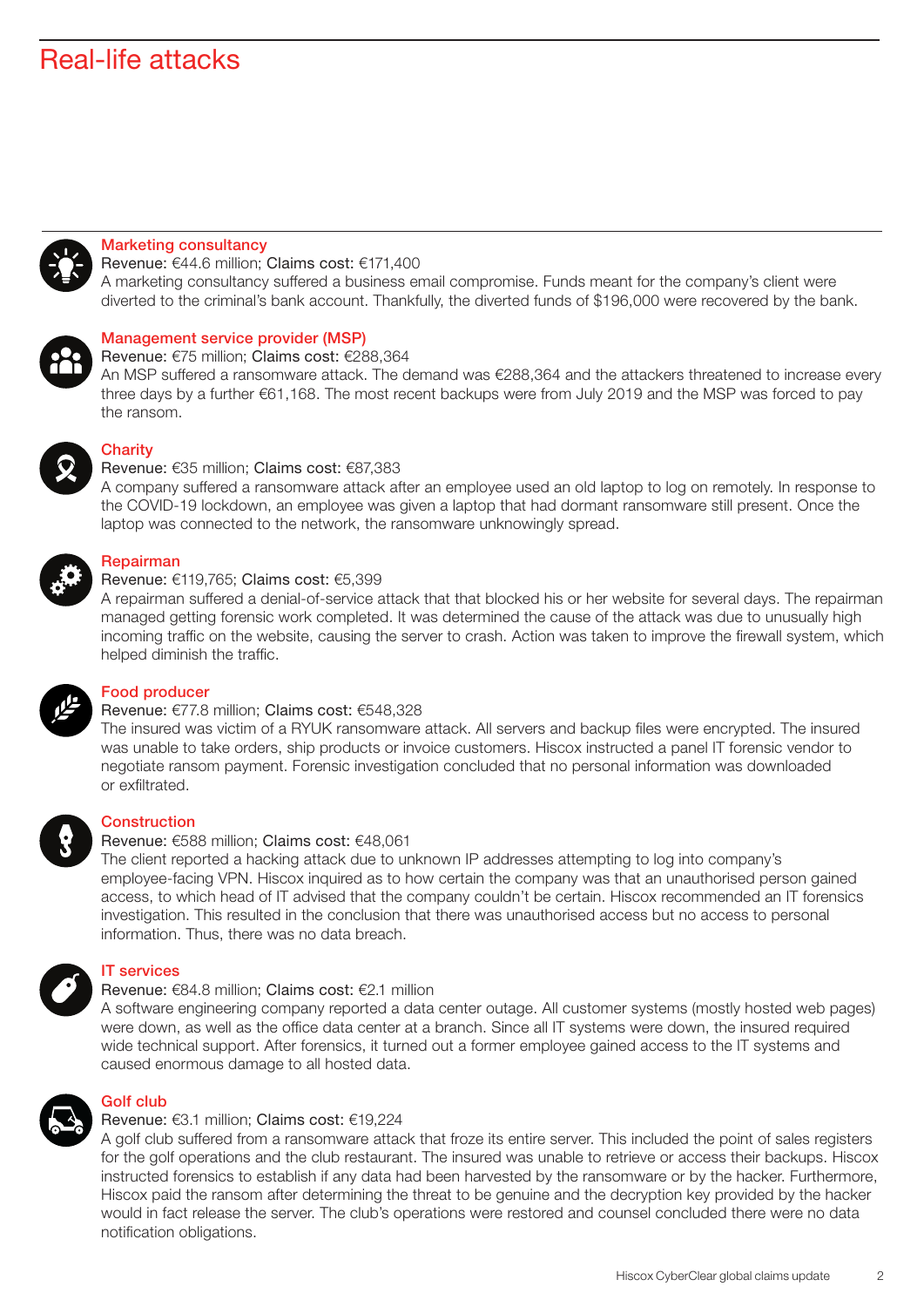# Real-life attacks

### Marketing consultancy

Revenue: €44.6 million; Claims cost: €171,400

A marketing consultancy suffered a business email compromise. Funds meant for the company's client were diverted to the criminal's bank account. Thankfully, the diverted funds of $196,000 were recovered by the bank.

### Management service provider (MSP)

Revenue: €75 million; Claims cost: €288,364

An MSP suffered a ransomware attack. The demand was €288,364 and the attackers threatened to increase every three days by a further €61,168. The most recent backups were from July 2019 and the MSP was forced to pay the ransom.

### Charity

Revenue: €35 million; Claims cost: €87,383

A company suffered a ransomware attack after an employee used an old laptop to log on remotely. In response to the COVID-19 lockdown, an employee was given a laptop that had dormant ransomware still present. Once the laptop was connected to the network, the ransomware unknowingly spread.

### Repairman

Revenue: €119,765; Claims cost: €5,399

A repairman suffered a denial-of-service attack that that blocked his or her website for several days. The repairman managed getting forensic work completed. It was determined the cause of the attack was due to unusually high incoming traffic on the website, causing the server to crash. Action was taken to improve the firewall system, which helped diminish the traffic.

### Food producer

Revenue: €77.8 million; Claims cost: €548,328

The insured was victim of a RYUK ransomware attack. All servers and backup files were encrypted. The insured was unable to take orders, ship products or invoice customers. Hiscox instructed a panel IT forensic vendor to negotiate ransom payment. Forensic investigation concluded that no personal information was downloaded or exfiltrated.

### Construction

Revenue: €588 million; Claims cost: €48,061

The client reported a hacking attack due to unknown IP addresses attempting to log into company's employee-facing VPN. Hiscox inquired as to how certain the company was that an unauthorised person gained access, to which head of IT advised that the company couldn't be certain. Hiscox recommended an IT forensics investigation. This resulted in the conclusion that there was unauthorised access but no access to personal information. Thus, there was no data breach.

### IT services

Revenue: €84.8 million; Claims cost: €2.1 million

A software engineering company reported a data center outage. All customer systems (mostly hosted web pages) were down, as well as the office data center at a branch. Since all IT systems were down, the insured required wide technical support. After forensics, it turned out a former employee gained access to the IT systems and caused enormous damage to all hosted data.

### Golf club

Revenue: €3.1 million; Claims cost: €19,224

A golf club suffered from a ransomware attack that froze its entire server. This included the point of sales registers for the golf operations and the club restaurant. The insured was unable to retrieve or access their backups. Hiscox instructed forensics to establish if any data had been harvested by the ransomware or by the hacker. Furthermore, Hiscox paid the ransom after determining the threat to be genuine and the decryption key provided by the hacker would in fact release the server. The club's operations were restored and counsel concluded there were no data notification obligations.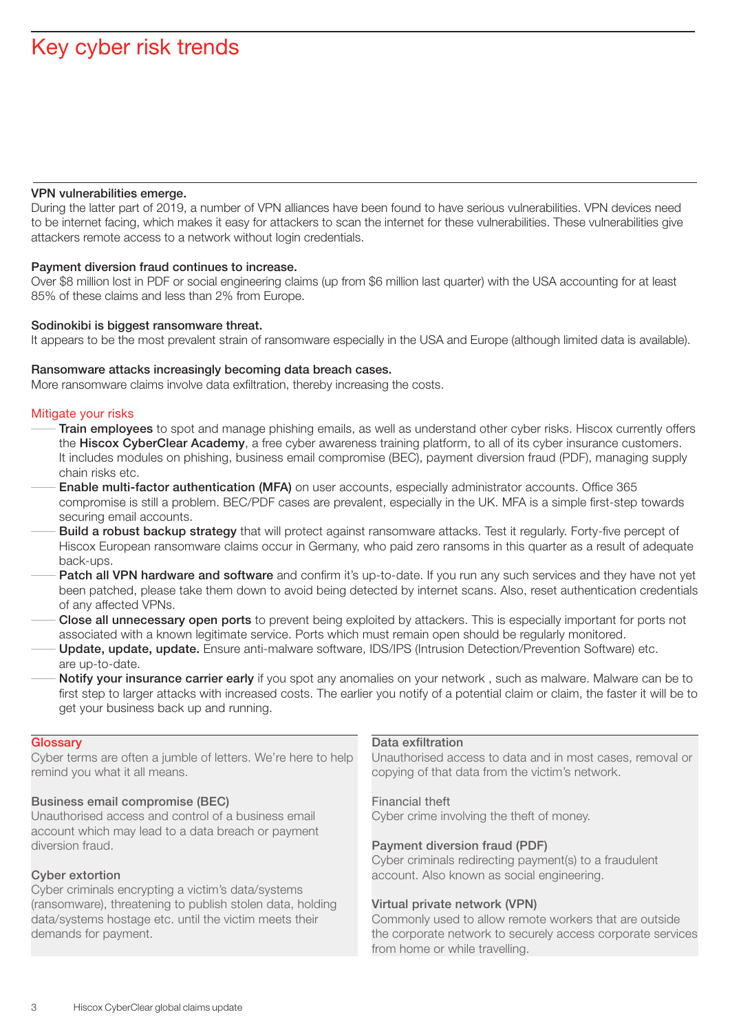# Key cyber risk trends

**VPN vulnerabilities emerge.**
During the latter part of 2019, a number of VPN alliances have been found to have serious vulnerabilities. VPN devices need to be internet facing, which makes it easy for attackers to scan the internet for these vulnerabilities. These vulnerabilities give attackers remote access to a network without login credentials.

**Payment diversion fraud continues to increase.**
Over $8 million lost in PDF or social engineering claims (up from $6 million last quarter) with the USA accounting for at least 85% of these claims and less than 2% from Europe.

**Sodinokibi is biggest ransomware threat.**
It appears to be the most prevalent strain of ransomware especially in the USA and Europe (although limited data is available).

**Ransomware attacks increasingly becoming data breach cases.**
More ransomware claims involve data exfiltration, thereby increasing the costs.

## Mitigate your risks

- **Train employees** to spot and manage phishing emails, as well as understand other cyber risks. Hiscox currently offers the **Hiscox CyberClear Academy**, a free cyber awareness training platform, to all of its cyber insurance customers. It includes modules on phishing, business email compromise (BEC), payment diversion fraud (PDF), managing supply chain risks etc.
- **Enable multi-factor authentication (MFA)** on user accounts, especially administrator accounts. Office 365 compromise is still a problem. BEC/PDF cases are prevalent, especially in the UK. MFA is a simple first-step towards securing email accounts.
- **Build a robust backup strategy** that will protect against ransomware attacks. Test it regularly. Forty-five percept of Hiscox European ransomware claims occur in Germany, who paid zero ransoms in this quarter as a result of adequate back-ups.
- **Patch all VPN hardware and software** and confirm it's up-to-date. If you run any such services and they have not yet been patched, please take them down to avoid being detected by internet scans. Also, reset authentication credentials of any affected VPNs.
- **Close all unnecessary open ports** to prevent being exploited by attackers. This is especially important for ports not associated with a known legitimate service. Ports which must remain open should be regularly monitored.
- **Update, update, update.** Ensure anti-malware software, IDS/IPS (Intrusion Detection/Prevention Software) etc. are up-to-date.
- **Notify your insurance carrier early** if you spot any anomalies on your network , such as malware. Malware can be to first step to larger attacks with increased costs. The earlier you notify of a potential claim or claim, the faster it will be to get your business back up and running.

## Glossary

Cyber terms are often a jumble of letters. We're here to help remind you what it all means.

**Business email compromise (BEC)**
Unauthorised access and control of a business email account which may lead to a data breach or payment diversion fraud.

**Cyber extortion**
Cyber criminals encrypting a victim's data/systems (ransomware), threatening to publish stolen data, holding data/systems hostage etc. until the victim meets their demands for payment.

**Data exfiltration**
Unauthorised access to data and in most cases, removal or copying of that data from the victim's network.

**Financial theft**
Cyber crime involving the theft of money.

**Payment diversion fraud (PDF)**
Cyber criminals redirecting payment(s) to a fraudulent account. Also known as social engineering.

**Virtual private network (VPN)**
Commonly used to allow remote workers that are outside the corporate network to securely access corporate services from home or while travelling.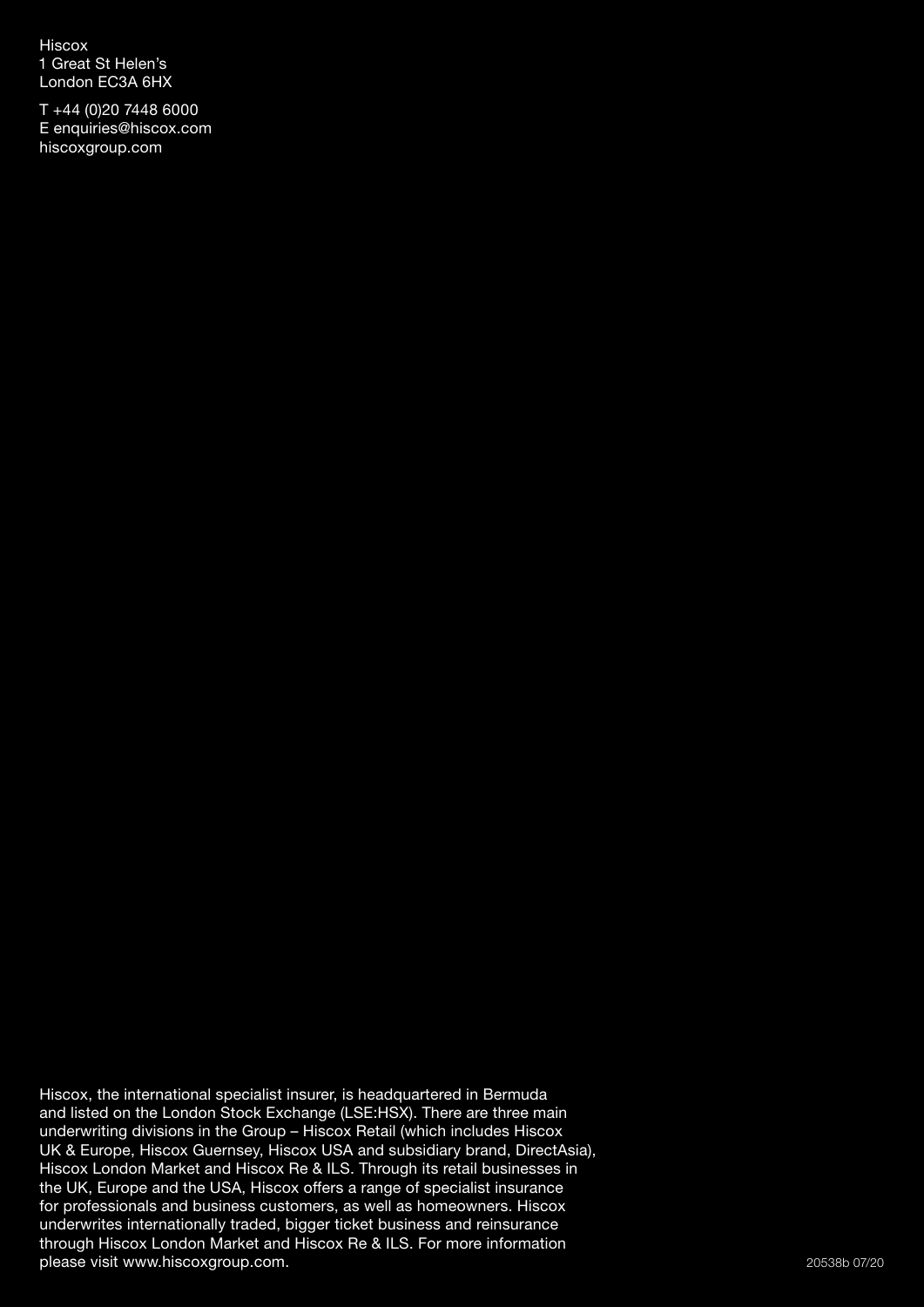Hiscox
1 Great St Helen's
London EC3A 6HX

T +44 (0)20 7448 6000
E enquiries@hiscox.com
hiscoxgroup.com

Hiscox, the international specialist insurer, is headquartered in Bermuda and listed on the London Stock Exchange (LSE:HSX). There are three main underwriting divisions in the Group – Hiscox Retail (which includes Hiscox UK & Europe, Hiscox Guernsey, Hiscox USA and subsidiary brand, DirectAsia), Hiscox London Market and Hiscox Re & ILS. Through its retail businesses in the UK, Europe and the USA, Hiscox offers a range of specialist insurance for professionals and business customers, as well as homeowners. Hiscox underwrites internationally traded, bigger ticket business and reinsurance through Hiscox London Market and Hiscox Re & ILS. For more information please visit www.hiscoxgroup.com.

20538b 07/20